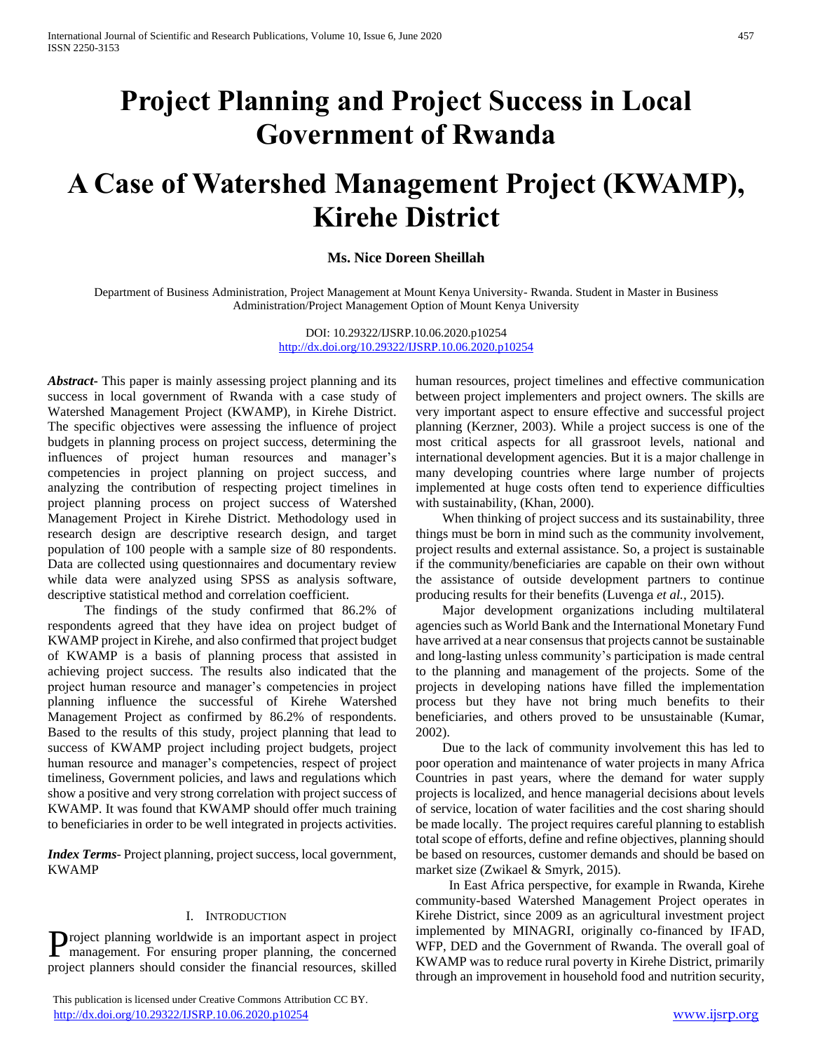# Project Planning and Project Success in Local Government of Rwanda

# A Case of Watershed Management Project (KWAMP), Kirehe District

**Ms. Nice Doreen Sheillah**

Department of Business Administration, Project Management at Mount Kenya University- Rwanda. Student in Master in Business Administration/Project Management Option of Mount Kenya University

DOI: 10.29322/IJSRP.10.06.2020.p10254
http://dx.doi.org/10.29322/IJSRP.10.06.2020.p10254

***Abstract-*** This paper is mainly assessing project planning and its success in local government of Rwanda with a case study of Watershed Management Project (KWAMP), in Kirehe District. The specific objectives were assessing the influence of project budgets in planning process on project success, determining the influences of project human resources and manager's competencies in project planning on project success, and analyzing the contribution of respecting project timelines in project planning process on project success of Watershed Management Project in Kirehe District. Methodology used in research design are descriptive research design, and target population of 100 people with a sample size of 80 respondents. Data are collected using questionnaires and documentary review while data were analyzed using SPSS as analysis software, descriptive statistical method and correlation coefficient.

The findings of the study confirmed that 86.2% of respondents agreed that they have idea on project budget of KWAMP project in Kirehe, and also confirmed that project budget of KWAMP is a basis of planning process that assisted in achieving project success. The results also indicated that the project human resource and manager's competencies in project planning influence the successful of Kirehe Watershed Management Project as confirmed by 86.2% of respondents. Based to the results of this study, project planning that lead to success of KWAMP project including project budgets, project human resource and manager's competencies, respect of project timeliness, Government policies, and laws and regulations which show a positive and very strong correlation with project success of KWAMP. It was found that KWAMP should offer much training to beneficiaries in order to be well integrated in projects activities.

***Index Terms-*** Project planning, project success, local government, KWAMP

## I. Introduction

Project planning worldwide is an important aspect in project management. For ensuring proper planning, the concerned project planners should consider the financial resources, skilled human resources, project timelines and effective communication between project implementers and project owners. The skills are very important aspect to ensure effective and successful project planning (Kerzner, 2003). While a project success is one of the most critical aspects for all grassroot levels, national and international development agencies. But it is a major challenge in many developing countries where large number of projects implemented at huge costs often tend to experience difficulties with sustainability, (Khan, 2000).

When thinking of project success and its sustainability, three things must be born in mind such as the community involvement, project results and external assistance. So, a project is sustainable if the community/beneficiaries are capable on their own without the assistance of outside development partners to continue producing results for their benefits (Luvenga *et al.*, 2015).

Major development organizations including multilateral agencies such as World Bank and the International Monetary Fund have arrived at a near consensus that projects cannot be sustainable and long-lasting unless community's participation is made central to the planning and management of the projects. Some of the projects in developing nations have filled the implementation process but they have not bring much benefits to their beneficiaries, and others proved to be unsustainable (Kumar, 2002).

Due to the lack of community involvement this has led to poor operation and maintenance of water projects in many Africa Countries in past years, where the demand for water supply projects is localized, and hence managerial decisions about levels of service, location of water facilities and the cost sharing should be made locally. The project requires careful planning to establish total scope of efforts, define and refine objectives, planning should be based on resources, customer demands and should be based on market size (Zwikael & Smyrk, 2015).

In East Africa perspective, for example in Rwanda, Kirehe community-based Watershed Management Project operates in Kirehe District, since 2009 as an agricultural investment project implemented by MINAGRI, originally co-financed by IFAD, WFP, DED and the Government of Rwanda. The overall goal of KWAMP was to reduce rural poverty in Kirehe District, primarily through an improvement in household food and nutrition security,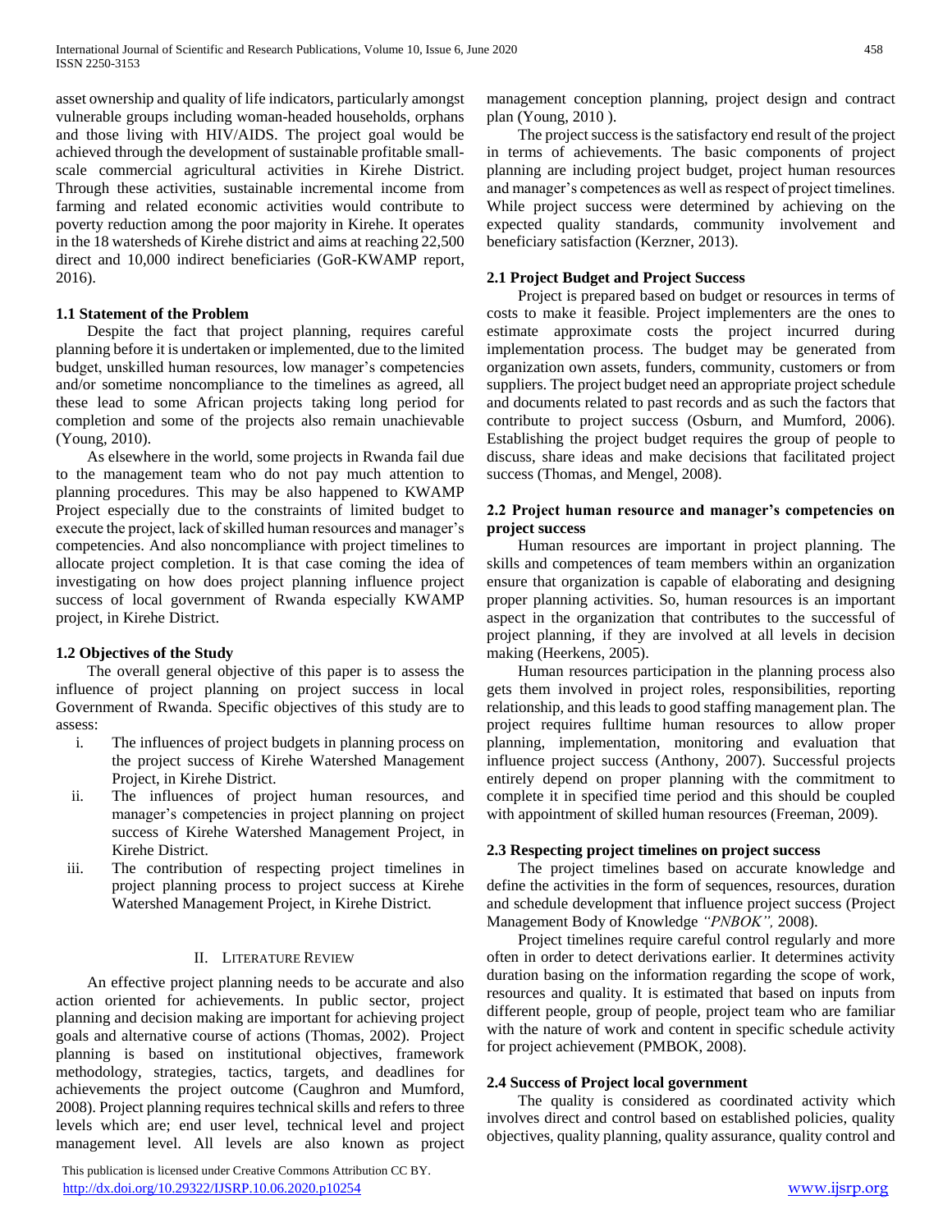asset ownership and quality of life indicators, particularly amongst vulnerable groups including woman-headed households, orphans and those living with HIV/AIDS. The project goal would be achieved through the development of sustainable profitable small-scale commercial agricultural activities in Kirehe District. Through these activities, sustainable incremental income from farming and related economic activities would contribute to poverty reduction among the poor majority in Kirehe. It operates in the 18 watersheds of Kirehe district and aims at reaching 22,500 direct and 10,000 indirect beneficiaries (GoR-KWAMP report, 2016).

### 1.1 Statement of the Problem

Despite the fact that project planning, requires careful planning before it is undertaken or implemented, due to the limited budget, unskilled human resources, low manager's competencies and/or sometime noncompliance to the timelines as agreed, all these lead to some African projects taking long period for completion and some of the projects also remain unachievable (Young, 2010).

As elsewhere in the world, some projects in Rwanda fail due to the management team who do not pay much attention to planning procedures. This may be also happened to KWAMP Project especially due to the constraints of limited budget to execute the project, lack of skilled human resources and manager's competencies. And also noncompliance with project timelines to allocate project completion. It is that case coming the idea of investigating on how does project planning influence project success of local government of Rwanda especially KWAMP project, in Kirehe District.

### 1.2 Objectives of the Study

The overall general objective of this paper is to assess the influence of project planning on project success in local Government of Rwanda. Specific objectives of this study are to assess:

i. The influences of project budgets in planning process on the project success of Kirehe Watershed Management Project, in Kirehe District.
ii. The influences of project human resources, and manager's competencies in project planning on project success of Kirehe Watershed Management Project, in Kirehe District.
iii. The contribution of respecting project timelines in project planning process to project success at Kirehe Watershed Management Project, in Kirehe District.

## II. Literature Review

An effective project planning needs to be accurate and also action oriented for achievements. In public sector, project planning and decision making are important for achieving project goals and alternative course of actions (Thomas, 2002). Project planning is based on institutional objectives, framework methodology, strategies, tactics, targets, and deadlines for achievements the project outcome (Caughron and Mumford, 2008). Project planning requires technical skills and refers to three levels which are; end user level, technical level and project management level. All levels are also known as project management conception planning, project design and contract plan (Young, 2010 ).

The project success is the satisfactory end result of the project in terms of achievements. The basic components of project planning are including project budget, project human resources and manager's competences as well as respect of project timelines. While project success were determined by achieving on the expected quality standards, community involvement and beneficiary satisfaction (Kerzner, 2013).

### 2.1 Project Budget and Project Success

Project is prepared based on budget or resources in terms of costs to make it feasible. Project implementers are the ones to estimate approximate costs the project incurred during implementation process. The budget may be generated from organization own assets, funders, community, customers or from suppliers. The project budget need an appropriate project schedule and documents related to past records and as such the factors that contribute to project success (Osburn, and Mumford, 2006). Establishing the project budget requires the group of people to discuss, share ideas and make decisions that facilitated project success (Thomas, and Mengel, 2008).

### 2.2 Project human resource and manager's competencies on project success

Human resources are important in project planning. The skills and competences of team members within an organization ensure that organization is capable of elaborating and designing proper planning activities. So, human resources is an important aspect in the organization that contributes to the successful of project planning, if they are involved at all levels in decision making (Heerkens, 2005).

Human resources participation in the planning process also gets them involved in project roles, responsibilities, reporting relationship, and this leads to good staffing management plan. The project requires fulltime human resources to allow proper planning, implementation, monitoring and evaluation that influence project success (Anthony, 2007). Successful projects entirely depend on proper planning with the commitment to complete it in specified time period and this should be coupled with appointment of skilled human resources (Freeman, 2009).

### 2.3 Respecting project timelines on project success

The project timelines based on accurate knowledge and define the activities in the form of sequences, resources, duration and schedule development that influence project success (Project Management Body of Knowledge *"PNBOK",* 2008).

Project timelines require careful control regularly and more often in order to detect derivations earlier. It determines activity duration basing on the information regarding the scope of work, resources and quality. It is estimated that based on inputs from different people, group of people, project team who are familiar with the nature of work and content in specific schedule activity for project achievement (PMBOK, 2008).

### 2.4 Success of Project local government

The quality is considered as coordinated activity which involves direct and control based on established policies, quality objectives, quality planning, quality assurance, quality control and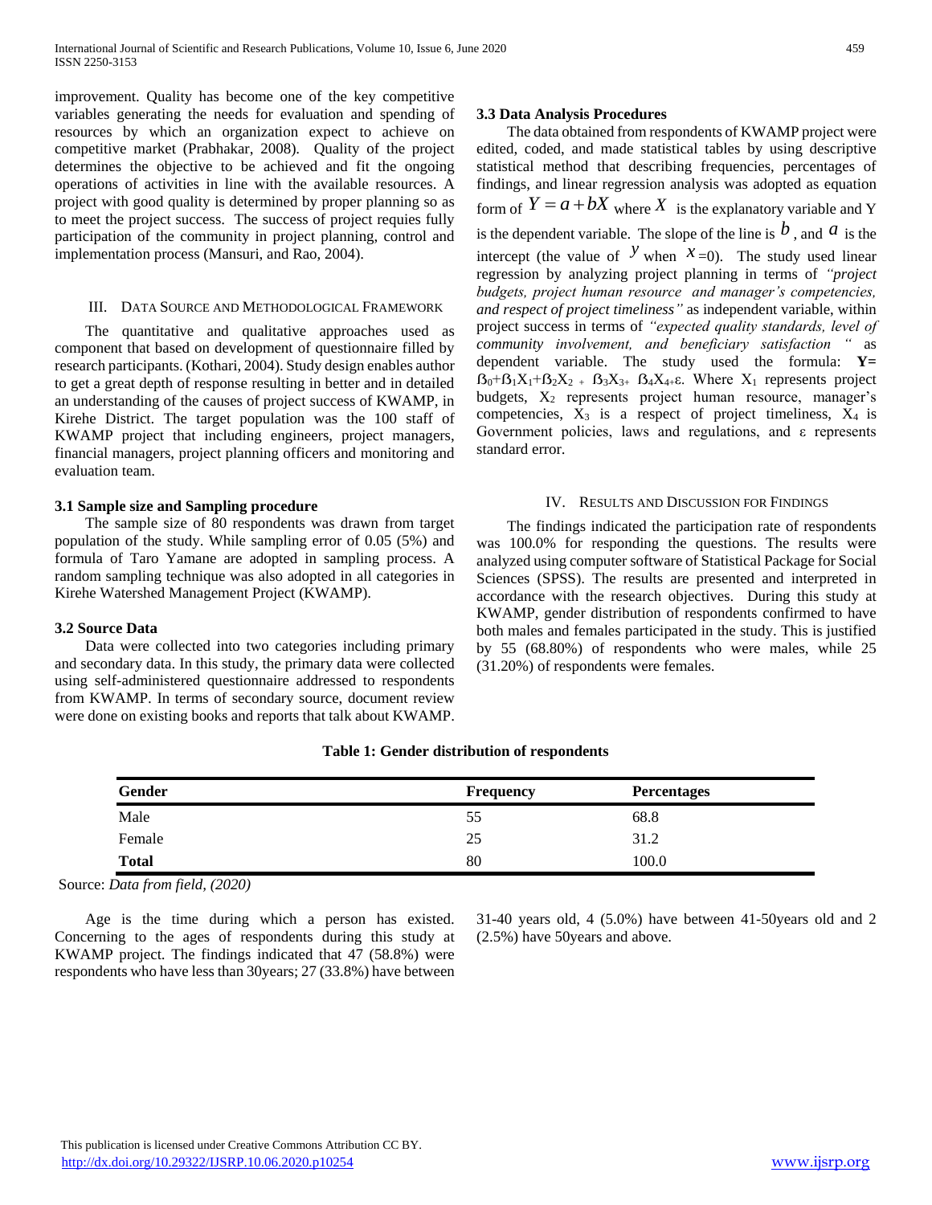improvement. Quality has become one of the key competitive variables generating the needs for evaluation and spending of resources by which an organization expect to achieve on competitive market (Prabhakar, 2008). Quality of the project determines the objective to be achieved and fit the ongoing operations of activities in line with the available resources. A project with good quality is determined by proper planning so as to meet the project success. The success of project requies fully participation of the community in project planning, control and implementation process (Mansuri, and Rao, 2004).

## III. Data Source and Methodological Framework

The quantitative and qualitative approaches used as component that based on development of questionnaire filled by research participants. (Kothari, 2004). Study design enables author to get a great depth of response resulting in better and in detailed an understanding of the causes of project success of KWAMP, in Kirehe District. The target population was the 100 staff of KWAMP project that including engineers, project managers, financial managers, project planning officers and monitoring and evaluation team.

### 3.1 Sample size and Sampling procedure

The sample size of 80 respondents was drawn from target population of the study. While sampling error of 0.05 (5%) and formula of Taro Yamane are adopted in sampling process. A random sampling technique was also adopted in all categories in Kirehe Watershed Management Project (KWAMP).

### 3.2 Source Data

Data were collected into two categories including primary and secondary data. In this study, the primary data were collected using self-administered questionnaire addressed to respondents from KWAMP. In terms of secondary source, document review were done on existing books and reports that talk about KWAMP.

### 3.3 Data Analysis Procedures

The data obtained from respondents of KWAMP project were edited, coded, and made statistical tables by using descriptive statistical method that describing frequencies, percentages of findings, and linear regression analysis was adopted as equation form of $Y = a + bX$ where $X$ is the explanatory variable and Y is the dependent variable. The slope of the line is $b$, and $a$ is the intercept (the value of $y$ when $x$=0). The study used linear regression by analyzing project planning in terms of *"project budgets, project human resource and manager's competencies, and respect of project timeliness"* as independent variable, within project success in terms of *"expected quality standards, level of community involvement, and beneficiary satisfaction "* as dependent variable. The study used the formula: $Y= \beta_0+\beta_1X_1+\beta_2X_2+\beta_3X_3+\beta_4X_4+\varepsilon$. Where $X_1$ represents project budgets, $X_2$ represents project human resource, manager's competencies, $X_3$ is a respect of project timeliness, $X_4$ is Government policies, laws and regulations, and $\varepsilon$ represents standard error.

## IV. Results and Discussion for Findings

The findings indicated the participation rate of respondents was 100.0% for responding the questions. The results were analyzed using computer software of Statistical Package for Social Sciences (SPSS). The results are presented and interpreted in accordance with the research objectives. During this study at KWAMP, gender distribution of respondents confirmed to have both males and females participated in the study. This is justified by 55 (68.80%) of respondents who were males, while 25 (31.20%) of respondents were females.

**Table 1: Gender distribution of respondents**

| Gender | Frequency | Percentages |
|---|---|---|
| Male | 55 | 68.8 |
| Female | 25 | 31.2 |
| **Total** | 80 | 100.0 |

Source: *Data from field, (2020)*

Age is the time during which a person has existed. Concerning to the ages of respondents during this study at KWAMP project. The findings indicated that 47 (58.8%) were respondents who have less than 30years; 27 (33.8%) have between 31-40 years old, 4 (5.0%) have between 41-50years old and 2 (2.5%) have 50years and above.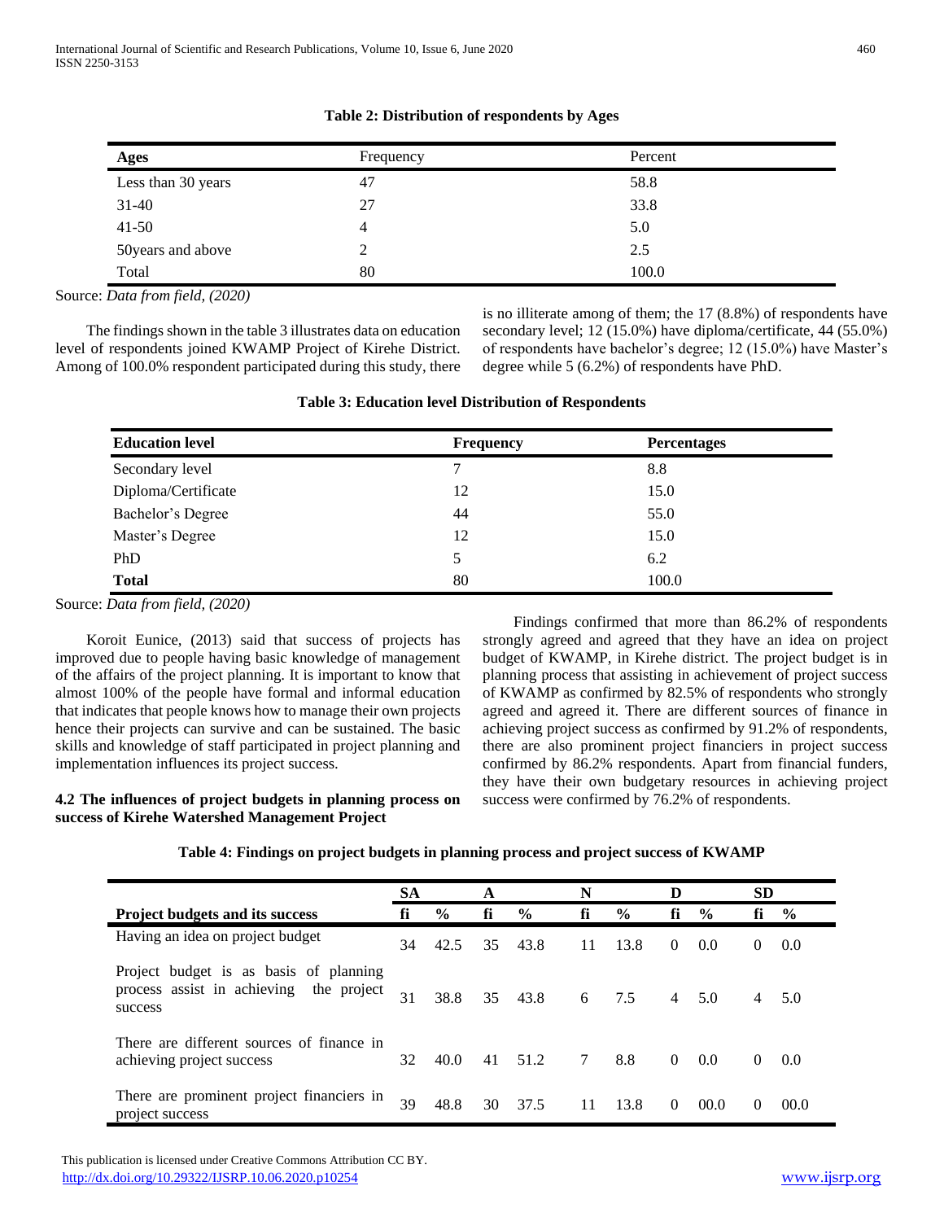**Table 2: Distribution of respondents by Ages**

| Ages | Frequency | Percent |
|---|---|---|
| Less than 30 years | 47 | 58.8 |
| 31-40 | 27 | 33.8 |
| 41-50 | 4 | 5.0 |
| 50years and above | 2 | 2.5 |
| Total | 80 | 100.0 |

Source: *Data from field, (2020)*

The findings shown in the table 3 illustrates data on education level of respondents joined KWAMP Project of Kirehe District. Among of 100.0% respondent participated during this study, there is no illiterate among of them; the 17 (8.8%) of respondents have secondary level; 12 (15.0%) have diploma/certificate, 44 (55.0%) of respondents have bachelor's degree; 12 (15.0%) have Master's degree while 5 (6.2%) of respondents have PhD.

**Table 3: Education level Distribution of Respondents**

| **Education level** | **Frequency** | **Percentages** |
|---|---|---|
| Secondary level | 7 | 8.8 |
| Diploma/Certificate | 12 | 15.0 |
| Bachelor's Degree | 44 | 55.0 |
| Master's Degree | 12 | 15.0 |
| PhD | 5 | 6.2 |
| **Total** | 80 | 100.0 |

Source: *Data from field, (2020)*

Koroit Eunice, (2013) said that success of projects has improved due to people having basic knowledge of management of the affairs of the project planning. It is important to know that almost 100% of the people have formal and informal education that indicates that people knows how to manage their own projects hence their projects can survive and can be sustained. The basic skills and knowledge of staff participated in project planning and implementation influences its project success.

**4.2 The influences of project budgets in planning process on success of Kirehe Watershed Management Project**

Findings confirmed that more than 86.2% of respondents strongly agreed and agreed that they have an idea on project budget of KWAMP, in Kirehe district. The project budget is in planning process that assisting in achievement of project success of KWAMP as confirmed by 82.5% of respondents who strongly agreed and agreed it. There are different sources of finance in achieving project success as confirmed by 91.2% of respondents, there are also prominent project financiers in project success confirmed by 86.2% respondents. Apart from financial funders, they have their own budgetary resources in achieving project success were confirmed by 76.2% of respondents.

**Table 4: Findings on project budgets in planning process and project success of KWAMP**

| | **SA** | | **A** | | **N** | | **D** | | **SD** | |
|---|---|---|---|---|---|---|---|---|---|---|
| **Project budgets and its success** | **fi** | **%** | **fi** | **%** | **fi** | **%** | **fi** | **%** | **fi** | **%** |
| Having an idea on project budget | 34 | 42.5 | 35 | 43.8 | 11 | 13.8 | 0 | 0.0 | 0 | 0.0 |
| Project budget is as basis of planning process assist in achieving the project success | 31 | 38.8 | 35 | 43.8 | 6 | 7.5 | 4 | 5.0 | 4 | 5.0 |
| There are different sources of finance in achieving project success | 32 | 40.0 | 41 | 51.2 | 7 | 8.8 | 0 | 0.0 | 0 | 0.0 |
| There are prominent project financiers in project success | 39 | 48.8 | 30 | 37.5 | 11 | 13.8 | 0 | 00.0 | 0 | 00.0 |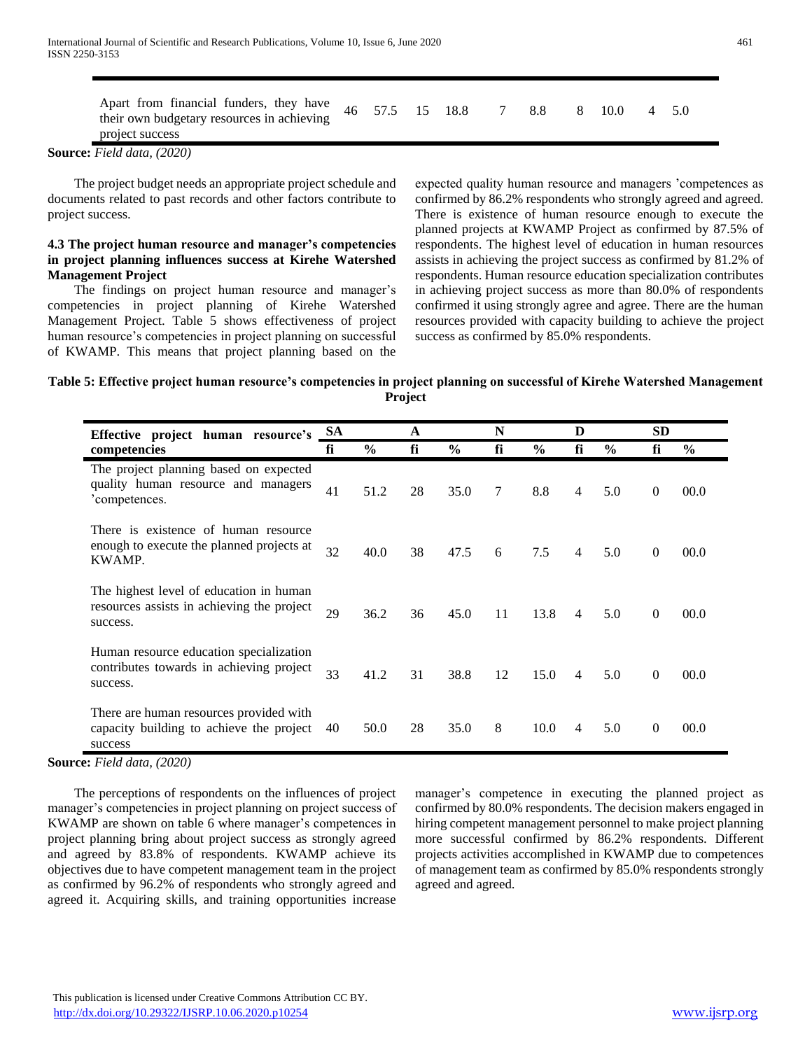| | | | | | | | | | | |
|---|---|---|---|---|---|---|---|---|---|---|
| Apart from financial funders, they have their own budgetary resources in achieving project success | 46 | 57.5 | 15 | 18.8 | 7 | 8.8 | 8 | 10.0 | 4 | 5.0 |

**Source:** *Field data, (2020)*

The project budget needs an appropriate project schedule and documents related to past records and other factors contribute to project success.

### 4.3 The project human resource and manager's competencies in project planning influences success at Kirehe Watershed Management Project

The findings on project human resource and manager's competencies in project planning of Kirehe Watershed Management Project. Table 5 shows effectiveness of project human resource's competencies in project planning on successful of KWAMP. This means that project planning based on the expected quality human resource and managers 'competences as confirmed by 86.2% respondents who strongly agreed and agreed. There is existence of human resource enough to execute the planned projects at KWAMP Project as confirmed by 87.5% of respondents. The highest level of education in human resources assists in achieving the project success as confirmed by 81.2% of respondents. Human resource education specialization contributes in achieving project success as more than 80.0% of respondents confirmed it using strongly agree and agree. There are the human resources provided with capacity building to achieve the project success as confirmed by 85.0% respondents.

**Table 5: Effective project human resource's competencies in project planning on successful of Kirehe Watershed Management Project**

| Effective project human resource's competencies | SA | | A | | N | | D | | SD | |
|---|---|---|---|---|---|---|---|---|---|---|
| | fi | % | fi | % | fi | % | fi | % | fi | % |
| The project planning based on expected quality human resource and managers 'competences. | 41 | 51.2 | 28 | 35.0 | 7 | 8.8 | 4 | 5.0 | 0 | 00.0 |
| There is existence of human resource enough to execute the planned projects at KWAMP. | 32 | 40.0 | 38 | 47.5 | 6 | 7.5 | 4 | 5.0 | 0 | 00.0 |
| The highest level of education in human resources assists in achieving the project success. | 29 | 36.2 | 36 | 45.0 | 11 | 13.8 | 4 | 5.0 | 0 | 00.0 |
| Human resource education specialization contributes towards in achieving project success. | 33 | 41.2 | 31 | 38.8 | 12 | 15.0 | 4 | 5.0 | 0 | 00.0 |
| There are human resources provided with capacity building to achieve the project success | 40 | 50.0 | 28 | 35.0 | 8 | 10.0 | 4 | 5.0 | 0 | 00.0 |

**Source:** *Field data, (2020)*

The perceptions of respondents on the influences of project manager's competencies in project planning on project success of KWAMP are shown on table 6 where manager's competences in project planning bring about project success as strongly agreed and agreed by 83.8% of respondents. KWAMP achieve its objectives due to have competent management team in the project as confirmed by 96.2% of respondents who strongly agreed and agreed it. Acquiring skills, and training opportunities increase manager's competence in executing the planned project as confirmed by 80.0% respondents. The decision makers engaged in hiring competent management personnel to make project planning more successful confirmed by 86.2% respondents. Different projects activities accomplished in KWAMP due to competences of management team as confirmed by 85.0% respondents strongly agreed and agreed.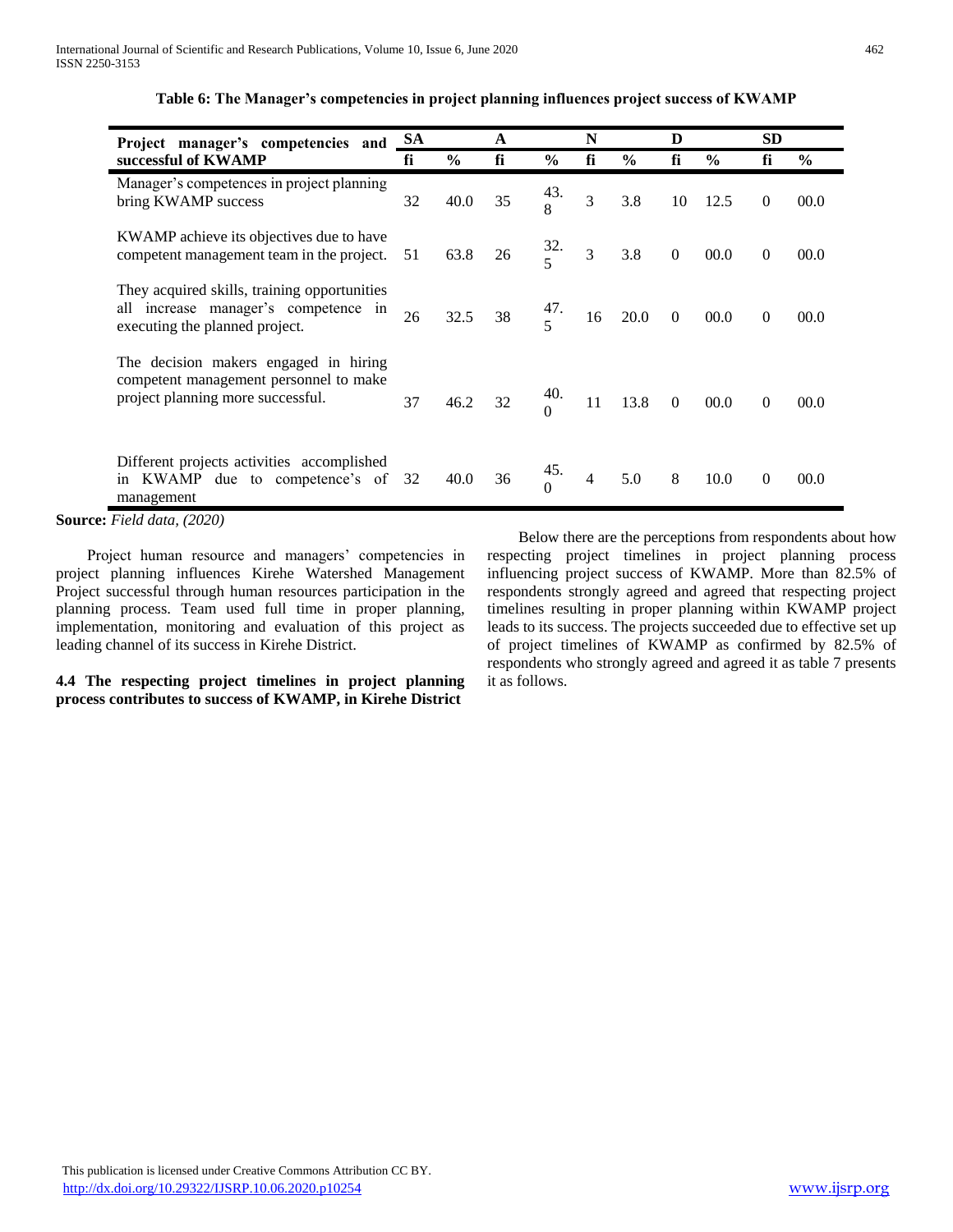**Table 6: The Manager's competencies in project planning influences project success of KWAMP**

| Project manager's competencies and successful of KWAMP | SA | | A | | N | | D | | SD | |
|---|---|---|---|---|---|---|---|---|---|---|
| | fi | % | fi | % | fi | % | fi | % | fi | % |
| Manager's competences in project planning bring KWAMP success | 32 | 40.0 | 35 | 43.8 | 3 | 3.8 | 10 | 12.5 | 0 | 00.0 |
| KWAMP achieve its objectives due to have competent management team in the project. | 51 | 63.8 | 26 | 32.5 | 3 | 3.8 | 0 | 00.0 | 0 | 00.0 |
| They acquired skills, training opportunities all increase manager's competence in executing the planned project. | 26 | 32.5 | 38 | 47.5 | 16 | 20.0 | 0 | 00.0 | 0 | 00.0 |
| The decision makers engaged in hiring competent management personnel to make project planning more successful. | 37 | 46.2 | 32 | 40.0 | 11 | 13.8 | 0 | 00.0 | 0 | 00.0 |
| Different projects activities accomplished in KWAMP due to competence's of management | 32 | 40.0 | 36 | 45.0 | 4 | 5.0 | 8 | 10.0 | 0 | 00.0 |

**Source:** *Field data, (2020)*

Project human resource and managers' competencies in project planning influences Kirehe Watershed Management Project successful through human resources participation in the planning process. Team used full time in proper planning, implementation, monitoring and evaluation of this project as leading channel of its success in Kirehe District.

### 4.4 The respecting project timelines in project planning process contributes to success of KWAMP, in Kirehe District

Below there are the perceptions from respondents about how respecting project timelines in project planning process influencing project success of KWAMP. More than 82.5% of respondents strongly agreed and agreed that respecting project timelines resulting in proper planning within KWAMP project leads to its success. The projects succeeded due to effective set up of project timelines of KWAMP as confirmed by 82.5% of respondents who strongly agreed and agreed it as table 7 presents it as follows.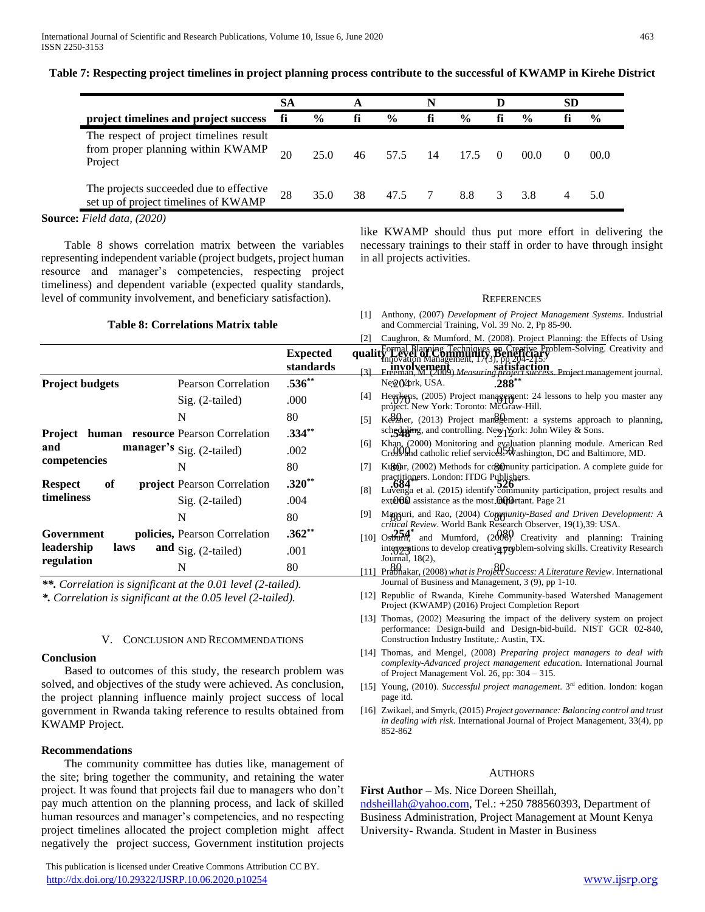**Table 7: Respecting project timelines in project planning process contribute to the successful of KWAMP in Kirehe District**

| | SA | | A | | N | | D | | SD | |
|---|---|---|---|---|---|---|---|---|---|---|
| **project timelines and project success** | **fi** | **%** | **fi** | **%** | **fi** | **%** | **fi** | **%** | **fi** | **%** |
| The respect of project timelines result from proper planning within KWAMP Project | 20 | 25.0 | 46 | 57.5 | 14 | 17.5 | 0 | 00.0 | 0 | 00.0 |
| The projects succeeded due to effective set up of project timelines of KWAMP | 28 | 35.0 | 38 | 47.5 | 7 | 8.8 | 3 | 3.8 | 4 | 5.0 |

**Source:** *Field data, (2020)*

Table 8 shows correlation matrix between the variables representing independent variable (project budgets, project human resource and manager's competencies, respecting project timeliness) and dependent variable (expected quality standards, level of community involvement, and beneficiary satisfaction).

**Table 8: Correlations Matrix table**

| | | Expected quality standards | Level of Community involvement | Beneficiary satisfaction |
|---|---|---|---|---|
| **Project budgets** | Pearson Correlation | .536** | .204 | .288** |
| | Sig. (2-tailed) | .000 | .070 | .010 |
| | N | 80 | 80 | 80 |
| **Project human resource and manager's competencies** | Pearson Correlation | .334** | .548** | .212 |
| | Sig. (2-tailed) | .002 | .000 | .059 |
| | N | 80 | 80 | 80 |
| **Respect of project timeliness** | Pearson Correlation | .320** | .684** | .526** |
| | Sig. (2-tailed) | .004 | .000 | .000 |
| | N | 80 | 80 | 80 |
| **Government policies, leadership laws and regulation** | Pearson Correlation | .362** | .254* | .080 |
| | Sig. (2-tailed) | .001 | .023 | .479 |
| | N | 80 | 80 | 80 |

***\*\*. Correlation is significant at the 0.01 level (2-tailed).***

***\*. Correlation is significant at the 0.05 level (2-tailed).***

## V. Conclusion and Recommendations

### Conclusion

Based to outcomes of this study, the research problem was solved, and objectives of the study were achieved. As conclusion, the project planning influence mainly project success of local government in Rwanda taking reference to results obtained from KWAMP Project.

### Recommendations

The community committee has duties like, management of the site; bring together the community, and retaining the water project. It was found that projects fail due to managers who don't pay much attention on the planning process, and lack of skilled human resources and manager's competencies, and no respecting project timelines allocated the project completion might affect negatively the project success, Government institution projects like KWAMP should thus put more effort in delivering the necessary trainings to their staff in order to have through insight in all projects activities.

## References

[1] Anthony, (2007) *Development of Project Management Systems*. Industrial and Commercial Training, Vol. 39 No. 2, Pp 85-90.

[2] Caughron, & Mumford, M. (2008). Project Planning: the Effects of Using Formal Planning Techniques on Creative Problem-Solving. Creativity and Innovation Management, 17(3), pp 204-215.

[3] Freeman, M. (2009) *Measuring project success*. Project management journal. New York, USA.

[4] Heerkens, (2005) Project management: 24 lessons to help you master any project. New York: Toronto: McGraw-Hill.

[5] Kerzner, (2013) Project management: a systems approach to planning, scheduling, and controlling. New York: John Wiley & Sons.

[6] Khan, (2000) Monitoring and evaluation planning module. American Red Cross and catholic relief services. Washington, DC and Baltimore, MD.

[7] Kumar, (2002) Methods for community participation. A complete guide for practitioners. London: ITDG Publishers.

[8] Luvenga et al. (2015) identify community participation, project results and external assistance as the most important. Page 21

[9] Mansuri, and Rao, (2004) *Community-Based and Driven Development: A critical Review*. World Bank Research Observer, 19(1),39: USA.

[10] Osburn, and Mumford, (2006) Creativity and planning: Training interventions to develop creative problem-solving skills. Creativity Research Journal, 18(2),

[11] Prabhakar, (2008) *what is Project Success: A Literature Review*. International Journal of Business and Management, 3 (9), pp 1-10.

[12] Republic of Rwanda, Kirehe Community-based Watershed Management Project (KWAMP) (2016) Project Completion Report

[13] Thomas, (2002) Measuring the impact of the delivery system on project performance: Design-build and Design-bid-build. NIST GCR 02-840, Construction Industry Institute,: Austin, TX.

[14] Thomas, and Mengel, (2008) *Preparing project managers to deal with complexity-Advanced project management education*. International Journal of Project Management Vol. 26, pp: 304 – 315.

[15] Young, (2010). *Successful project management*. 3rd edition. london: kogan page itd.

[16] Zwikael, and Smyrk, (2015) *Project governance: Balancing control and trust in dealing with risk.* International Journal of Project Management, 33(4), pp 852-862

## Authors

**First Author** – Ms. Nice Doreen Sheillah, ndsheillah@yahoo.com, Tel.: +250 788560393, Department of Business Administration, Project Management at Mount Kenya University- Rwanda. Student in Master in Business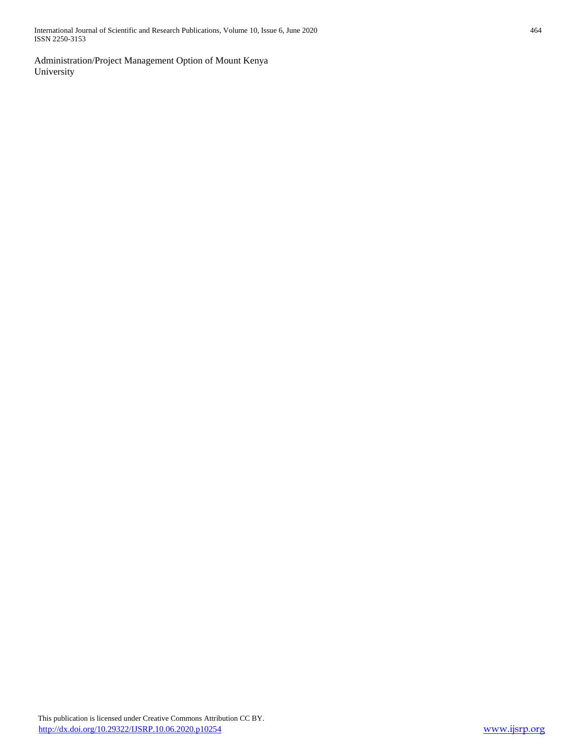Administration/Project Management Option of Mount Kenya University